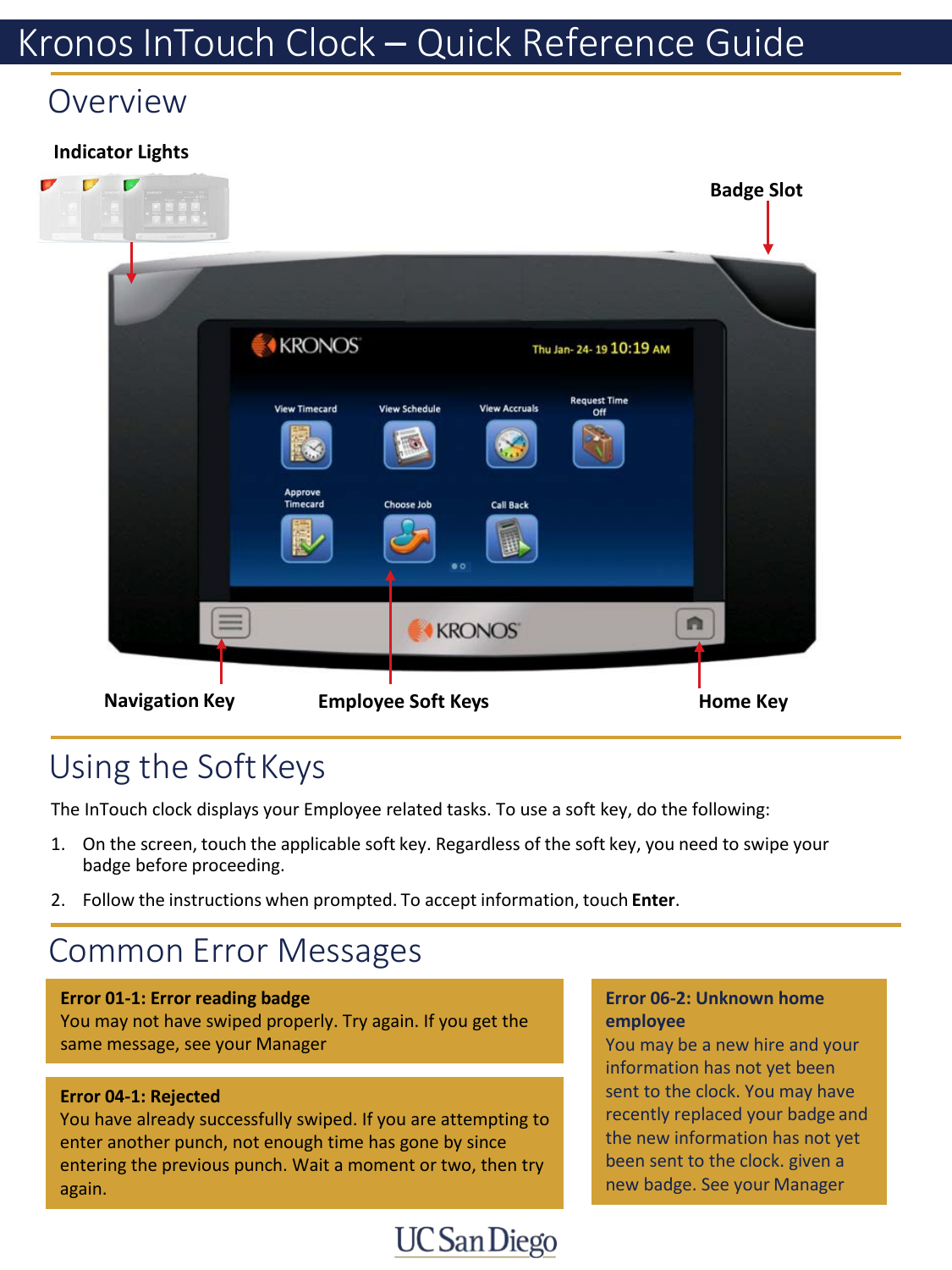# Kronos InTouch Clock – Quick Reference Guide

## Overview

**Indicator Lights**

**Badge Slot**

**Navigation Key**

**Employee Soft Keys**

**Home Key**

## Using the Soft Keys

The InTouch clock displays your Employee related tasks. To use a soft key, do the following:

1. On the screen, touch the applicable soft key. Regardless of the soft key, you need to swipe your badge before proceeding.
2. Follow the instructions when prompted. To accept information, touch **Enter**.

## Common Error Messages

**Error 01-1: Error reading badge**
You may not have swiped properly. Try again. If you get the same message, see your Manager

**Error 04-1: Rejected**
You have already successfully swiped. If you are attempting to enter another punch, not enough time has gone by since entering the previous punch. Wait a moment or two, then try again.

**Error 06-2: Unknown home employee**
You may be a new hire and your information has not yet been sent to the clock. You may have recently replaced your badge and the new information has not yet been sent to the clock. given a new badge. See your Manager

UC San Diego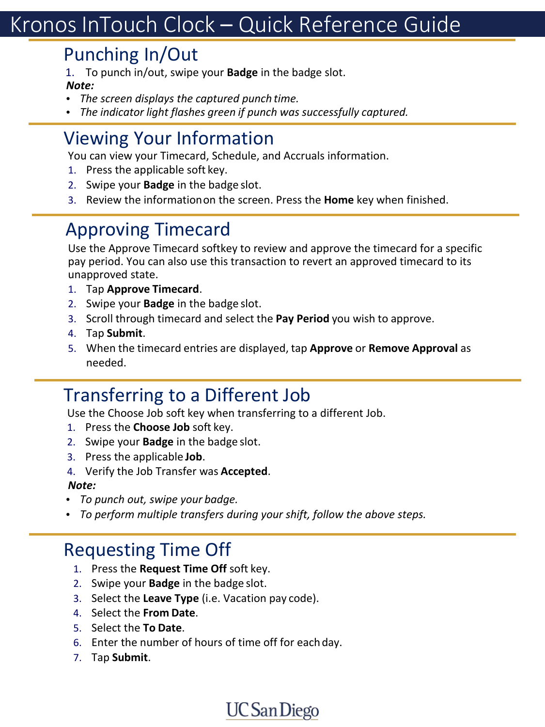# Kronos InTouch Clock – Quick Reference Guide

## Punching In/Out

1. To punch in/out, swipe your **Badge** in the badge slot.

***Note:***

- *The screen displays the captured punch time.*
- *The indicator light flashes green if punch was successfully captured.*

## Viewing Your Information

You can view your Timecard, Schedule, and Accruals information.

1. Press the applicable soft key.
2. Swipe your **Badge** in the badge slot.
3. Review the information on the screen. Press the **Home** key when finished.

## Approving Timecard

Use the Approve Timecard softkey to review and approve the timecard for a specific pay period. You can also use this transaction to revert an approved timecard to its unapproved state.

1. Tap **Approve Timecard**.
2. Swipe your **Badge** in the badge slot.
3. Scroll through timecard and select the **Pay Period** you wish to approve.
4. Tap **Submit**.
5. When the timecard entries are displayed, tap **Approve** or **Remove Approval** as needed.

## Transferring to a Different Job

Use the Choose Job soft key when transferring to a different Job.

1. Press the **Choose Job** soft key.
2. Swipe your **Badge** in the badge slot.
3. Press the applicable **Job**.
4. Verify the Job Transfer was **Accepted**.

***Note:***

- *To punch out, swipe your badge.*
- *To perform multiple transfers during your shift, follow the above steps.*

## Requesting Time Off

1. Press the **Request Time Off** soft key.
2. Swipe your **Badge** in the badge slot.
3. Select the **Leave Type** (i.e. Vacation pay code).
4. Select the **From Date**.
5. Select the **To Date**.
6. Enter the number of hours of time off for each day.
7. Tap **Submit**.

UC San Diego